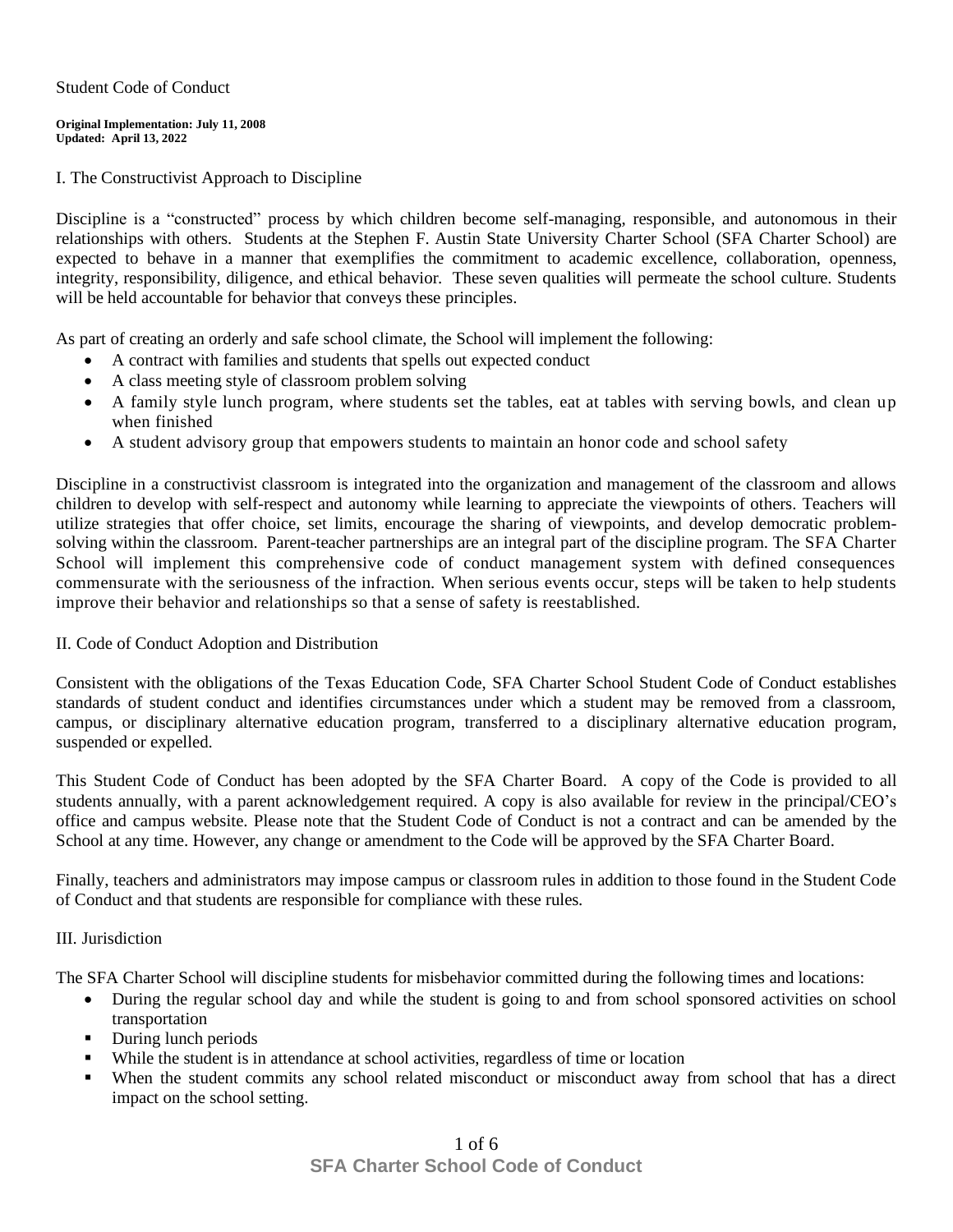# Student Code of Conduct

**Original Implementation: July 11, 2008**
**Updated: April 13, 2022**

## I. The Constructivist Approach to Discipline

Discipline is a "constructed" process by which children become self-managing, responsible, and autonomous in their relationships with others. Students at the Stephen F. Austin State University Charter School (SFA Charter School) are expected to behave in a manner that exemplifies the commitment to academic excellence, collaboration, openness, integrity, responsibility, diligence, and ethical behavior. These seven qualities will permeate the school culture. Students will be held accountable for behavior that conveys these principles.

As part of creating an orderly and safe school climate, the School will implement the following:

- A contract with families and students that spells out expected conduct
- A class meeting style of classroom problem solving
- A family style lunch program, where students set the tables, eat at tables with serving bowls, and clean up when finished
- A student advisory group that empowers students to maintain an honor code and school safety

Discipline in a constructivist classroom is integrated into the organization and management of the classroom and allows children to develop with self-respect and autonomy while learning to appreciate the viewpoints of others. Teachers will utilize strategies that offer choice, set limits, encourage the sharing of viewpoints, and develop democratic problem-solving within the classroom. Parent-teacher partnerships are an integral part of the discipline program. The SFA Charter School will implement this comprehensive code of conduct management system with defined consequences commensurate with the seriousness of the infraction. When serious events occur, steps will be taken to help students improve their behavior and relationships so that a sense of safety is reestablished.

## II. Code of Conduct Adoption and Distribution

Consistent with the obligations of the Texas Education Code, SFA Charter School Student Code of Conduct establishes standards of student conduct and identifies circumstances under which a student may be removed from a classroom, campus, or disciplinary alternative education program, transferred to a disciplinary alternative education program, suspended or expelled.

This Student Code of Conduct has been adopted by the SFA Charter Board. A copy of the Code is provided to all students annually, with a parent acknowledgement required. A copy is also available for review in the principal/CEO's office and campus website. Please note that the Student Code of Conduct is not a contract and can be amended by the School at any time. However, any change or amendment to the Code will be approved by the SFA Charter Board.

Finally, teachers and administrators may impose campus or classroom rules in addition to those found in the Student Code of Conduct and that students are responsible for compliance with these rules.

## III. Jurisdiction

The SFA Charter School will discipline students for misbehavior committed during the following times and locations:

- During the regular school day and while the student is going to and from school sponsored activities on school transportation
- During lunch periods
- While the student is in attendance at school activities, regardless of time or location
- When the student commits any school related misconduct or misconduct away from school that has a direct impact on the school setting.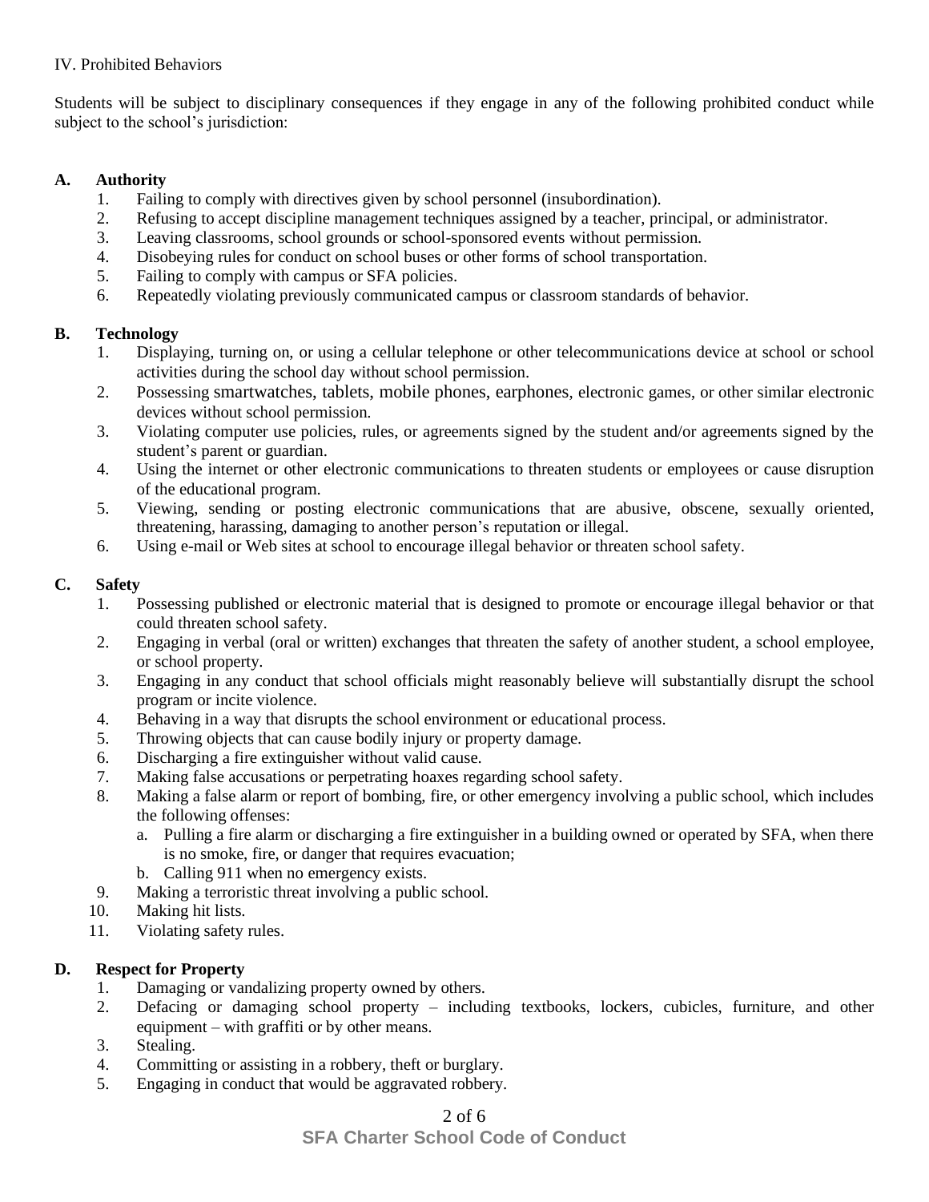IV. Prohibited Behaviors

Students will be subject to disciplinary consequences if they engage in any of the following prohibited conduct while subject to the school's jurisdiction:

**A. Authority**

1. Failing to comply with directives given by school personnel (insubordination).
2. Refusing to accept discipline management techniques assigned by a teacher, principal, or administrator.
3. Leaving classrooms, school grounds or school-sponsored events without permission.
4. Disobeying rules for conduct on school buses or other forms of school transportation.
5. Failing to comply with campus or SFA policies.
6. Repeatedly violating previously communicated campus or classroom standards of behavior.

**B. Technology**

1. Displaying, turning on, or using a cellular telephone or other telecommunications device at school or school activities during the school day without school permission.
2. Possessing smartwatches, tablets, mobile phones, earphones, electronic games, or other similar electronic devices without school permission.
3. Violating computer use policies, rules, or agreements signed by the student and/or agreements signed by the student's parent or guardian.
4. Using the internet or other electronic communications to threaten students or employees or cause disruption of the educational program.
5. Viewing, sending or posting electronic communications that are abusive, obscene, sexually oriented, threatening, harassing, damaging to another person's reputation or illegal.
6. Using e-mail or Web sites at school to encourage illegal behavior or threaten school safety.

**C. Safety**

1. Possessing published or electronic material that is designed to promote or encourage illegal behavior or that could threaten school safety.
2. Engaging in verbal (oral or written) exchanges that threaten the safety of another student, a school employee, or school property.
3. Engaging in any conduct that school officials might reasonably believe will substantially disrupt the school program or incite violence.
4. Behaving in a way that disrupts the school environment or educational process.
5. Throwing objects that can cause bodily injury or property damage.
6. Discharging a fire extinguisher without valid cause.
7. Making false accusations or perpetrating hoaxes regarding school safety.
8. Making a false alarm or report of bombing, fire, or other emergency involving a public school, which includes the following offenses:
   a. Pulling a fire alarm or discharging a fire extinguisher in a building owned or operated by SFA, when there is no smoke, fire, or danger that requires evacuation;
   b. Calling 911 when no emergency exists.
9. Making a terroristic threat involving a public school.
10. Making hit lists.
11. Violating safety rules.

**D. Respect for Property**

1. Damaging or vandalizing property owned by others.
2. Defacing or damaging school property – including textbooks, lockers, cubicles, furniture, and other equipment – with graffiti or by other means.
3. Stealing.
4. Committing or assisting in a robbery, theft or burglary.
5. Engaging in conduct that would be aggravated robbery.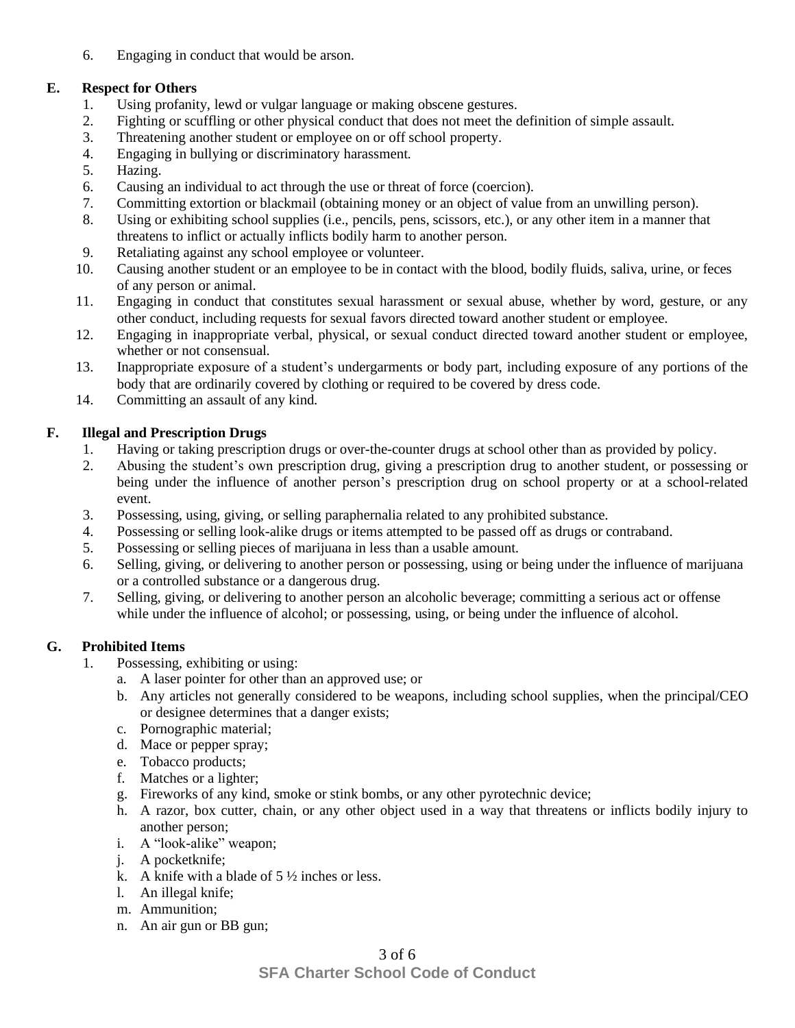6. Engaging in conduct that would be arson.

**E. Respect for Others**

1. Using profanity, lewd or vulgar language or making obscene gestures.
2. Fighting or scuffling or other physical conduct that does not meet the definition of simple assault.
3. Threatening another student or employee on or off school property.
4. Engaging in bullying or discriminatory harassment.
5. Hazing.
6. Causing an individual to act through the use or threat of force (coercion).
7. Committing extortion or blackmail (obtaining money or an object of value from an unwilling person).
8. Using or exhibiting school supplies (i.e., pencils, pens, scissors, etc.), or any other item in a manner that threatens to inflict or actually inflicts bodily harm to another person.
9. Retaliating against any school employee or volunteer.
10. Causing another student or an employee to be in contact with the blood, bodily fluids, saliva, urine, or feces of any person or animal.
11. Engaging in conduct that constitutes sexual harassment or sexual abuse, whether by word, gesture, or any other conduct, including requests for sexual favors directed toward another student or employee.
12. Engaging in inappropriate verbal, physical, or sexual conduct directed toward another student or employee, whether or not consensual.
13. Inappropriate exposure of a student's undergarments or body part, including exposure of any portions of the body that are ordinarily covered by clothing or required to be covered by dress code.
14. Committing an assault of any kind.

**F. Illegal and Prescription Drugs**

1. Having or taking prescription drugs or over-the-counter drugs at school other than as provided by policy.
2. Abusing the student's own prescription drug, giving a prescription drug to another student, or possessing or being under the influence of another person's prescription drug on school property or at a school-related event.
3. Possessing, using, giving, or selling paraphernalia related to any prohibited substance.
4. Possessing or selling look-alike drugs or items attempted to be passed off as drugs or contraband.
5. Possessing or selling pieces of marijuana in less than a usable amount.
6. Selling, giving, or delivering to another person or possessing, using or being under the influence of marijuana or a controlled substance or a dangerous drug.
7. Selling, giving, or delivering to another person an alcoholic beverage; committing a serious act or offense while under the influence of alcohol; or possessing, using, or being under the influence of alcohol.

**G. Prohibited Items**

1. Possessing, exhibiting or using:
   a. A laser pointer for other than an approved use; or
   b. Any articles not generally considered to be weapons, including school supplies, when the principal/CEO or designee determines that a danger exists;
   c. Pornographic material;
   d. Mace or pepper spray;
   e. Tobacco products;
   f. Matches or a lighter;
   g. Fireworks of any kind, smoke or stink bombs, or any other pyrotechnic device;
   h. A razor, box cutter, chain, or any other object used in a way that threatens or inflicts bodily injury to another person;
   i. A "look-alike" weapon;
   j. A pocketknife;
   k. A knife with a blade of 5 ½ inches or less.
   l. An illegal knife;
   m. Ammunition;
   n. An air gun or BB gun;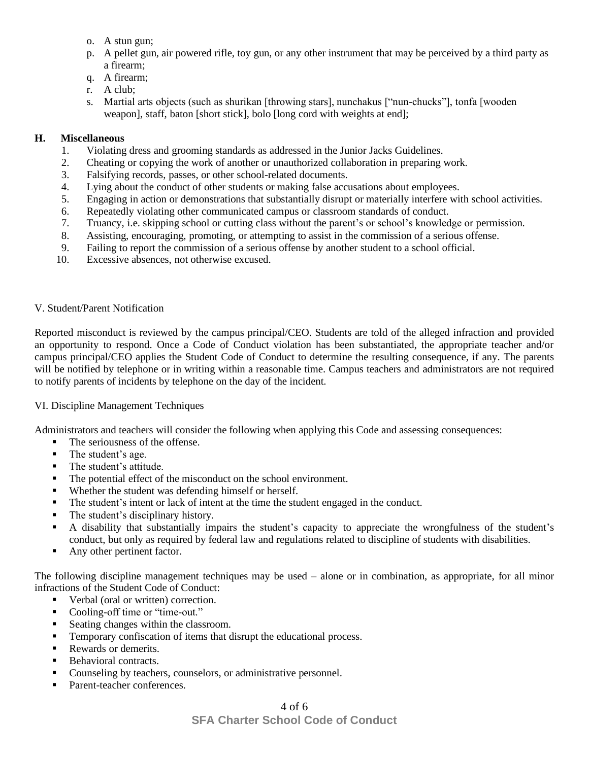o. A stun gun;
p. A pellet gun, air powered rifle, toy gun, or any other instrument that may be perceived by a third party as a firearm;
q. A firearm;
r. A club;
s. Martial arts objects (such as shurikan [throwing stars], nunchakus ["nun-chucks"], tonfa [wooden weapon], staff, baton [short stick], bolo [long cord with weights at end];

### H. Miscellaneous

1. Violating dress and grooming standards as addressed in the Junior Jacks Guidelines.
2. Cheating or copying the work of another or unauthorized collaboration in preparing work.
3. Falsifying records, passes, or other school-related documents.
4. Lying about the conduct of other students or making false accusations about employees.
5. Engaging in action or demonstrations that substantially disrupt or materially interfere with school activities.
6. Repeatedly violating other communicated campus or classroom standards of conduct.
7. Truancy, i.e. skipping school or cutting class without the parent's or school's knowledge or permission.
8. Assisting, encouraging, promoting, or attempting to assist in the commission of a serious offense.
9. Failing to report the commission of a serious offense by another student to a school official.
10. Excessive absences, not otherwise excused.

## V. Student/Parent Notification

Reported misconduct is reviewed by the campus principal/CEO. Students are told of the alleged infraction and provided an opportunity to respond. Once a Code of Conduct violation has been substantiated, the appropriate teacher and/or campus principal/CEO applies the Student Code of Conduct to determine the resulting consequence, if any. The parents will be notified by telephone or in writing within a reasonable time. Campus teachers and administrators are not required to notify parents of incidents by telephone on the day of the incident.

## VI. Discipline Management Techniques

Administrators and teachers will consider the following when applying this Code and assessing consequences:

- The seriousness of the offense.
- The student's age.
- The student's attitude.
- The potential effect of the misconduct on the school environment.
- Whether the student was defending himself or herself.
- The student's intent or lack of intent at the time the student engaged in the conduct.
- The student's disciplinary history.
- A disability that substantially impairs the student's capacity to appreciate the wrongfulness of the student's conduct, but only as required by federal law and regulations related to discipline of students with disabilities.
- Any other pertinent factor.

The following discipline management techniques may be used – alone or in combination, as appropriate, for all minor infractions of the Student Code of Conduct:

- Verbal (oral or written) correction.
- Cooling-off time or "time-out."
- Seating changes within the classroom.
- Temporary confiscation of items that disrupt the educational process.
- Rewards or demerits.
- Behavioral contracts.
- Counseling by teachers, counselors, or administrative personnel.
- Parent-teacher conferences.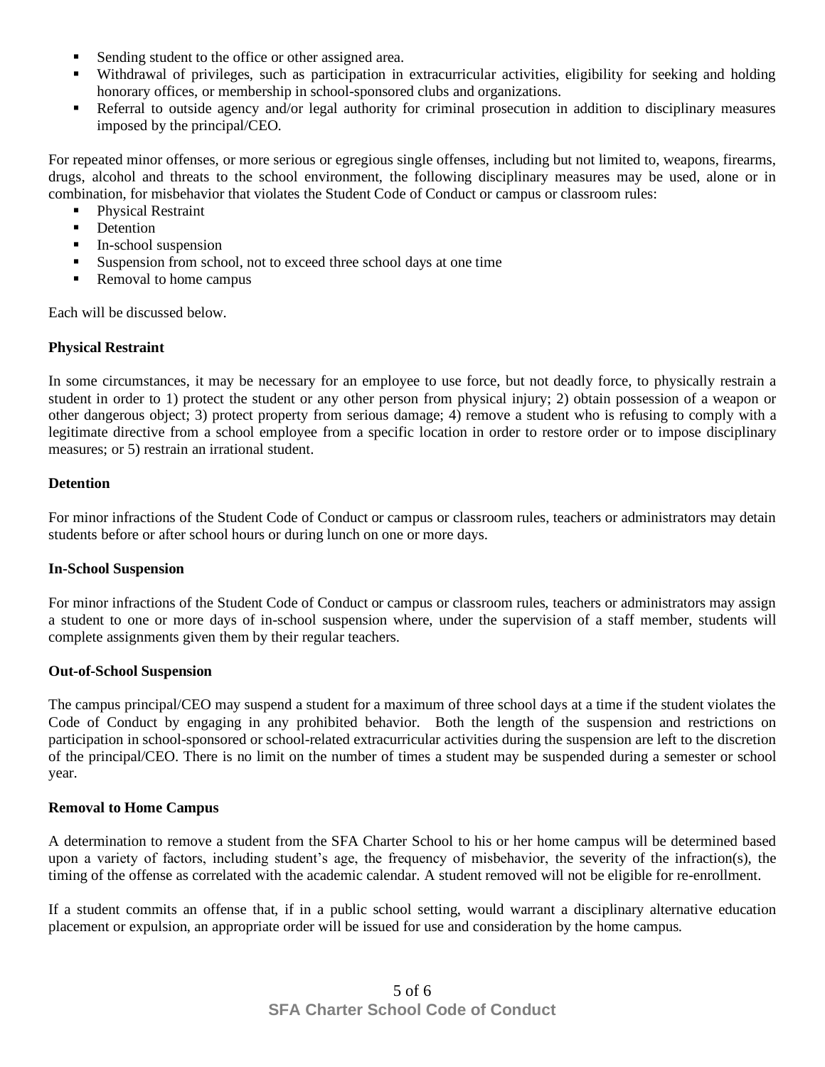- Sending student to the office or other assigned area.
- Withdrawal of privileges, such as participation in extracurricular activities, eligibility for seeking and holding honorary offices, or membership in school-sponsored clubs and organizations.
- Referral to outside agency and/or legal authority for criminal prosecution in addition to disciplinary measures imposed by the principal/CEO.

For repeated minor offenses, or more serious or egregious single offenses, including but not limited to, weapons, firearms, drugs, alcohol and threats to the school environment, the following disciplinary measures may be used, alone or in combination, for misbehavior that violates the Student Code of Conduct or campus or classroom rules:

- Physical Restraint
- Detention
- In-school suspension
- Suspension from school, not to exceed three school days at one time
- Removal to home campus

Each will be discussed below.

**Physical Restraint**

In some circumstances, it may be necessary for an employee to use force, but not deadly force, to physically restrain a student in order to 1) protect the student or any other person from physical injury; 2) obtain possession of a weapon or other dangerous object; 3) protect property from serious damage; 4) remove a student who is refusing to comply with a legitimate directive from a school employee from a specific location in order to restore order or to impose disciplinary measures; or 5) restrain an irrational student.

**Detention**

For minor infractions of the Student Code of Conduct or campus or classroom rules, teachers or administrators may detain students before or after school hours or during lunch on one or more days.

**In-School Suspension**

For minor infractions of the Student Code of Conduct or campus or classroom rules, teachers or administrators may assign a student to one or more days of in-school suspension where, under the supervision of a staff member, students will complete assignments given them by their regular teachers.

**Out-of-School Suspension**

The campus principal/CEO may suspend a student for a maximum of three school days at a time if the student violates the Code of Conduct by engaging in any prohibited behavior. Both the length of the suspension and restrictions on participation in school-sponsored or school-related extracurricular activities during the suspension are left to the discretion of the principal/CEO. There is no limit on the number of times a student may be suspended during a semester or school year.

**Removal to Home Campus**

A determination to remove a student from the SFA Charter School to his or her home campus will be determined based upon a variety of factors, including student's age, the frequency of misbehavior, the severity of the infraction(s), the timing of the offense as correlated with the academic calendar. A student removed will not be eligible for re-enrollment.

If a student commits an offense that, if in a public school setting, would warrant a disciplinary alternative education placement or expulsion, an appropriate order will be issued for use and consideration by the home campus.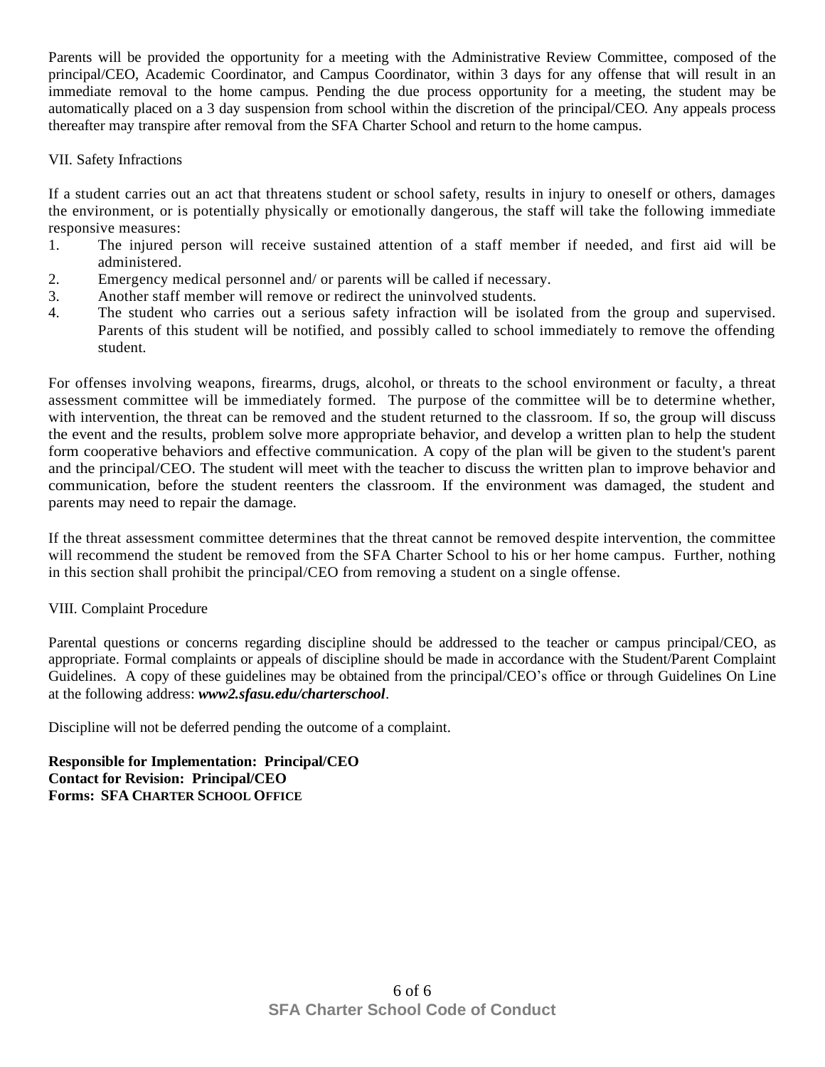Parents will be provided the opportunity for a meeting with the Administrative Review Committee, composed of the principal/CEO, Academic Coordinator, and Campus Coordinator, within 3 days for any offense that will result in an immediate removal to the home campus. Pending the due process opportunity for a meeting, the student may be automatically placed on a 3 day suspension from school within the discretion of the principal/CEO. Any appeals process thereafter may transpire after removal from the SFA Charter School and return to the home campus.

## VII. Safety Infractions

If a student carries out an act that threatens student or school safety, results in injury to oneself or others, damages the environment, or is potentially physically or emotionally dangerous, the staff will take the following immediate responsive measures:

1. The injured person will receive sustained attention of a staff member if needed, and first aid will be administered.
2. Emergency medical personnel and/ or parents will be called if necessary.
3. Another staff member will remove or redirect the uninvolved students.
4. The student who carries out a serious safety infraction will be isolated from the group and supervised. Parents of this student will be notified, and possibly called to school immediately to remove the offending student.

For offenses involving weapons, firearms, drugs, alcohol, or threats to the school environment or faculty, a threat assessment committee will be immediately formed. The purpose of the committee will be to determine whether, with intervention, the threat can be removed and the student returned to the classroom. If so, the group will discuss the event and the results, problem solve more appropriate behavior, and develop a written plan to help the student form cooperative behaviors and effective communication. A copy of the plan will be given to the student's parent and the principal/CEO. The student will meet with the teacher to discuss the written plan to improve behavior and communication, before the student reenters the classroom. If the environment was damaged, the student and parents may need to repair the damage.

If the threat assessment committee determines that the threat cannot be removed despite intervention, the committee will recommend the student be removed from the SFA Charter School to his or her home campus. Further, nothing in this section shall prohibit the principal/CEO from removing a student on a single offense.

## VIII. Complaint Procedure

Parental questions or concerns regarding discipline should be addressed to the teacher or campus principal/CEO, as appropriate. Formal complaints or appeals of discipline should be made in accordance with the Student/Parent Complaint Guidelines. A copy of these guidelines may be obtained from the principal/CEO's office or through Guidelines On Line at the following address: ***www2.sfasu.edu/charterschool***.

Discipline will not be deferred pending the outcome of a complaint.

**Responsible for Implementation: Principal/CEO**
**Contact for Revision: Principal/CEO**
**Forms: SFA CHARTER SCHOOL OFFICE**